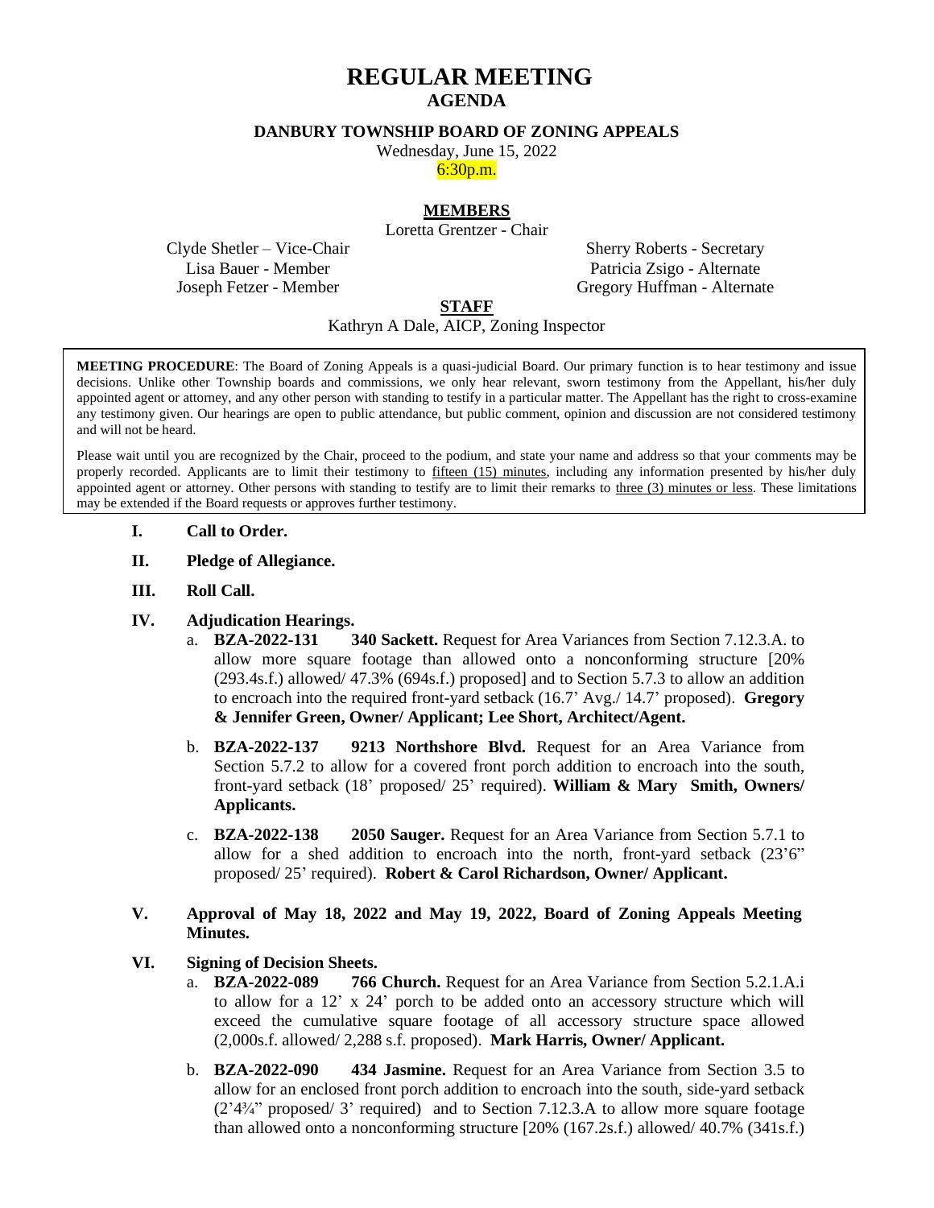# REGULAR MEETING
## AGENDA

**DANBURY TOWNSHIP BOARD OF ZONING APPEALS**

Wednesday, June 15, 2022

6:30p.m.

**MEMBERS**

Loretta Grentzer - Chair

Clyde Shetler – Vice-Chair
Lisa Bauer - Member
Joseph Fetzer - Member

Sherry Roberts - Secretary
Patricia Zsigo - Alternate
Gregory Huffman - Alternate

**STAFF**

Kathryn A Dale, AICP, Zoning Inspector

**MEETING PROCEDURE**: The Board of Zoning Appeals is a quasi-judicial Board. Our primary function is to hear testimony and issue decisions. Unlike other Township boards and commissions, we only hear relevant, sworn testimony from the Appellant, his/her duly appointed agent or attorney, and any other person with standing to testify in a particular matter. The Appellant has the right to cross-examine any testimony given. Our hearings are open to public attendance, but public comment, opinion and discussion are not considered testimony and will not be heard.

Please wait until you are recognized by the Chair, proceed to the podium, and state your name and address so that your comments may be properly recorded. Applicants are to limit their testimony to fifteen (15) minutes, including any information presented by his/her duly appointed agent or attorney. Other persons with standing to testify are to limit their remarks to three (3) minutes or less. These limitations may be extended if the Board requests or approves further testimony.

I. **Call to Order.**

II. **Pledge of Allegiance.**

III. **Roll Call.**

IV. **Adjudication Hearings.**

a. **BZA-2022-131 340 Sackett.** Request for Area Variances from Section 7.12.3.A. to allow more square footage than allowed onto a nonconforming structure [20% (293.4s.f.) allowed/ 47.3% (694s.f.) proposed] and to Section 5.7.3 to allow an addition to encroach into the required front-yard setback (16.7' Avg./ 14.7' proposed). **Gregory & Jennifer Green, Owner/ Applicant; Lee Short, Architect/Agent.**

b. **BZA-2022-137 9213 Northshore Blvd.** Request for an Area Variance from Section 5.7.2 to allow for a covered front porch addition to encroach into the south, front-yard setback (18' proposed/ 25' required). **William & Mary Smith, Owners/ Applicants.**

c. **BZA-2022-138 2050 Sauger.** Request for an Area Variance from Section 5.7.1 to allow for a shed addition to encroach into the north, front-yard setback (23'6" proposed/ 25' required). **Robert & Carol Richardson, Owner/ Applicant.**

V. **Approval of May 18, 2022 and May 19, 2022, Board of Zoning Appeals Meeting Minutes.**

VI. **Signing of Decision Sheets.**

a. **BZA-2022-089 766 Church.** Request for an Area Variance from Section 5.2.1.A.i to allow for a 12' x 24' porch to be added onto an accessory structure which will exceed the cumulative square footage of all accessory structure space allowed (2,000s.f. allowed/ 2,288 s.f. proposed). **Mark Harris, Owner/ Applicant.**

b. **BZA-2022-090 434 Jasmine.** Request for an Area Variance from Section 3.5 to allow for an enclosed front porch addition to encroach into the south, side-yard setback (2'4¾" proposed/ 3' required) and to Section 7.12.3.A to allow more square footage than allowed onto a nonconforming structure [20% (167.2s.f.) allowed/ 40.7% (341s.f.)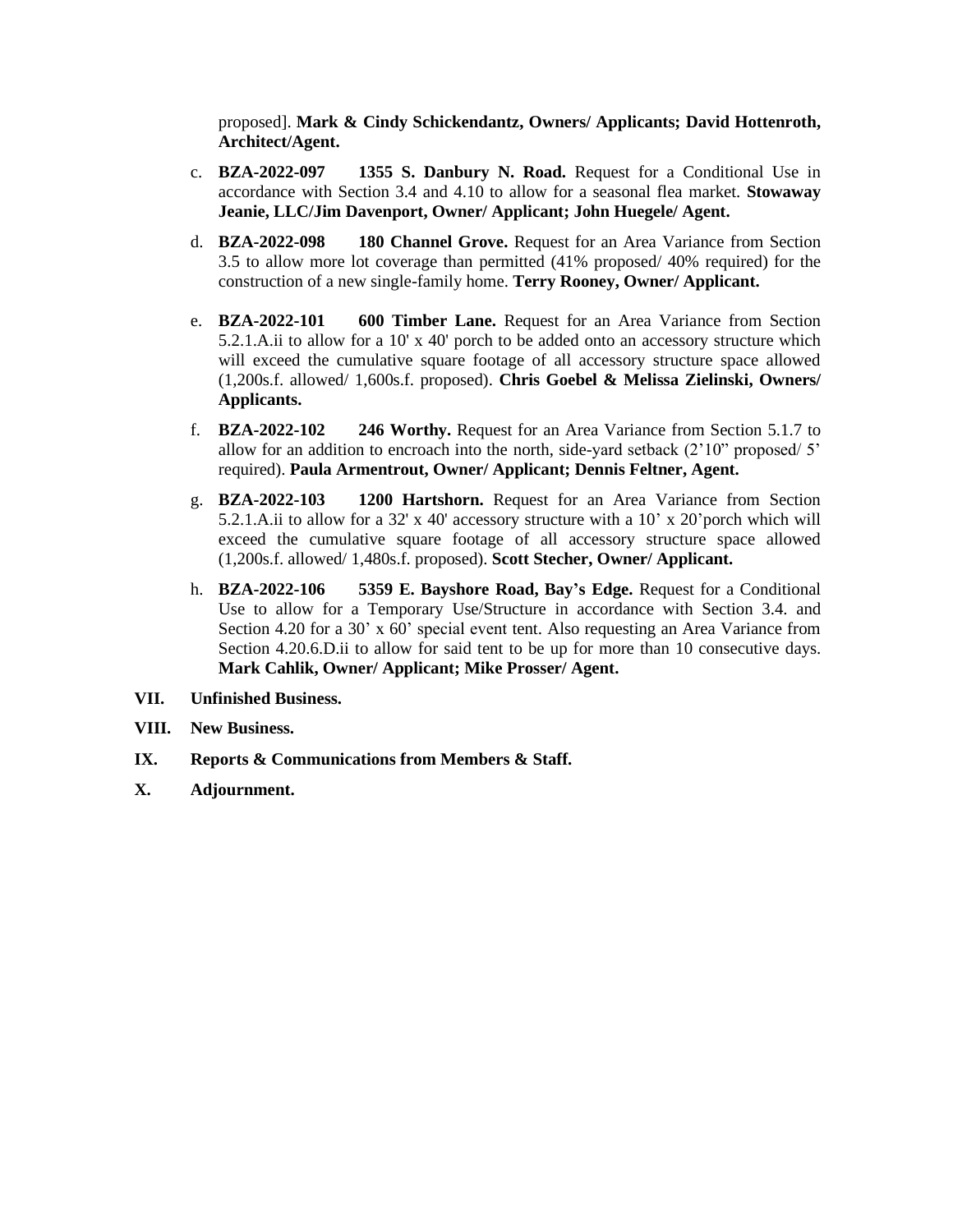proposed]. **Mark & Cindy Schickendantz, Owners/ Applicants; David Hottenroth, Architect/Agent.**

c. **BZA-2022-097 1355 S. Danbury N. Road.** Request for a Conditional Use in accordance with Section 3.4 and 4.10 to allow for a seasonal flea market. **Stowaway Jeanie, LLC/Jim Davenport, Owner/ Applicant; John Huegele/ Agent.**

d. **BZA-2022-098 180 Channel Grove.** Request for an Area Variance from Section 3.5 to allow more lot coverage than permitted (41% proposed/ 40% required) for the construction of a new single-family home. **Terry Rooney, Owner/ Applicant.**

e. **BZA-2022-101 600 Timber Lane.** Request for an Area Variance from Section 5.2.1.A.ii to allow for a 10' x 40' porch to be added onto an accessory structure which will exceed the cumulative square footage of all accessory structure space allowed (1,200s.f. allowed/ 1,600s.f. proposed). **Chris Goebel & Melissa Zielinski, Owners/ Applicants.**

f. **BZA-2022-102 246 Worthy.** Request for an Area Variance from Section 5.1.7 to allow for an addition to encroach into the north, side-yard setback (2'10" proposed/ 5' required). **Paula Armentrout, Owner/ Applicant; Dennis Feltner, Agent.**

g. **BZA-2022-103 1200 Hartshorn.** Request for an Area Variance from Section 5.2.1.A.ii to allow for a 32' x 40' accessory structure with a 10' x 20'porch which will exceed the cumulative square footage of all accessory structure space allowed (1,200s.f. allowed/ 1,480s.f. proposed). **Scott Stecher, Owner/ Applicant.**

h. **BZA-2022-106 5359 E. Bayshore Road, Bay's Edge.** Request for a Conditional Use to allow for a Temporary Use/Structure in accordance with Section 3.4. and Section 4.20 for a 30' x 60' special event tent. Also requesting an Area Variance from Section 4.20.6.D.ii to allow for said tent to be up for more than 10 consecutive days. **Mark Cahlik, Owner/ Applicant; Mike Prosser/ Agent.**

**VII. Unfinished Business.**

**VIII. New Business.**

**IX. Reports & Communications from Members & Staff.**

**X. Adjournment.**